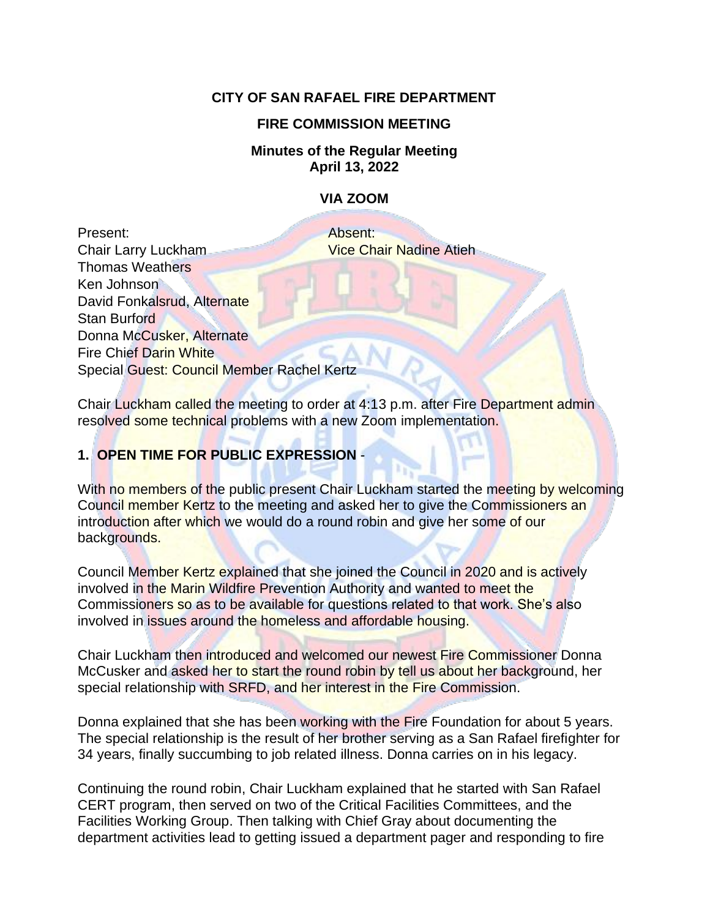**CITY OF SAN RAFAEL FIRE DEPARTMENT**

**FIRE COMMISSION MEETING**

**Minutes of the Regular Meeting**
**April 13, 2022**

**VIA ZOOM**

Present:
Chair Larry Luckham
Thomas Weathers
Ken Johnson
David Fonkalsrud, Alternate
Stan Burford
Donna McCusker, Alternate
Fire Chief Darin White
Special Guest: Council Member Rachel Kertz

Absent:
Vice Chair Nadine Atieh

Chair Luckham called the meeting to order at 4:13 p.m. after Fire Department admin resolved some technical problems with a new Zoom implementation.

## 1. OPEN TIME FOR PUBLIC EXPRESSION -

With no members of the public present Chair Luckham started the meeting by welcoming Council member Kertz to the meeting and asked her to give the Commissioners an introduction after which we would do a round robin and give her some of our backgrounds.

Council Member Kertz explained that she joined the Council in 2020 and is actively involved in the Marin Wildfire Prevention Authority and wanted to meet the Commissioners so as to be available for questions related to that work. She's also involved in issues around the homeless and affordable housing.

Chair Luckham then introduced and welcomed our newest Fire Commissioner Donna McCusker and asked her to start the round robin by tell us about her background, her special relationship with SRFD, and her interest in the Fire Commission.

Donna explained that she has been working with the Fire Foundation for about 5 years. The special relationship is the result of her brother serving as a San Rafael firefighter for 34 years, finally succumbing to job related illness. Donna carries on in his legacy.

Continuing the round robin, Chair Luckham explained that he started with San Rafael CERT program, then served on two of the Critical Facilities Committees, and the Facilities Working Group. Then talking with Chief Gray about documenting the department activities lead to getting issued a department pager and responding to fire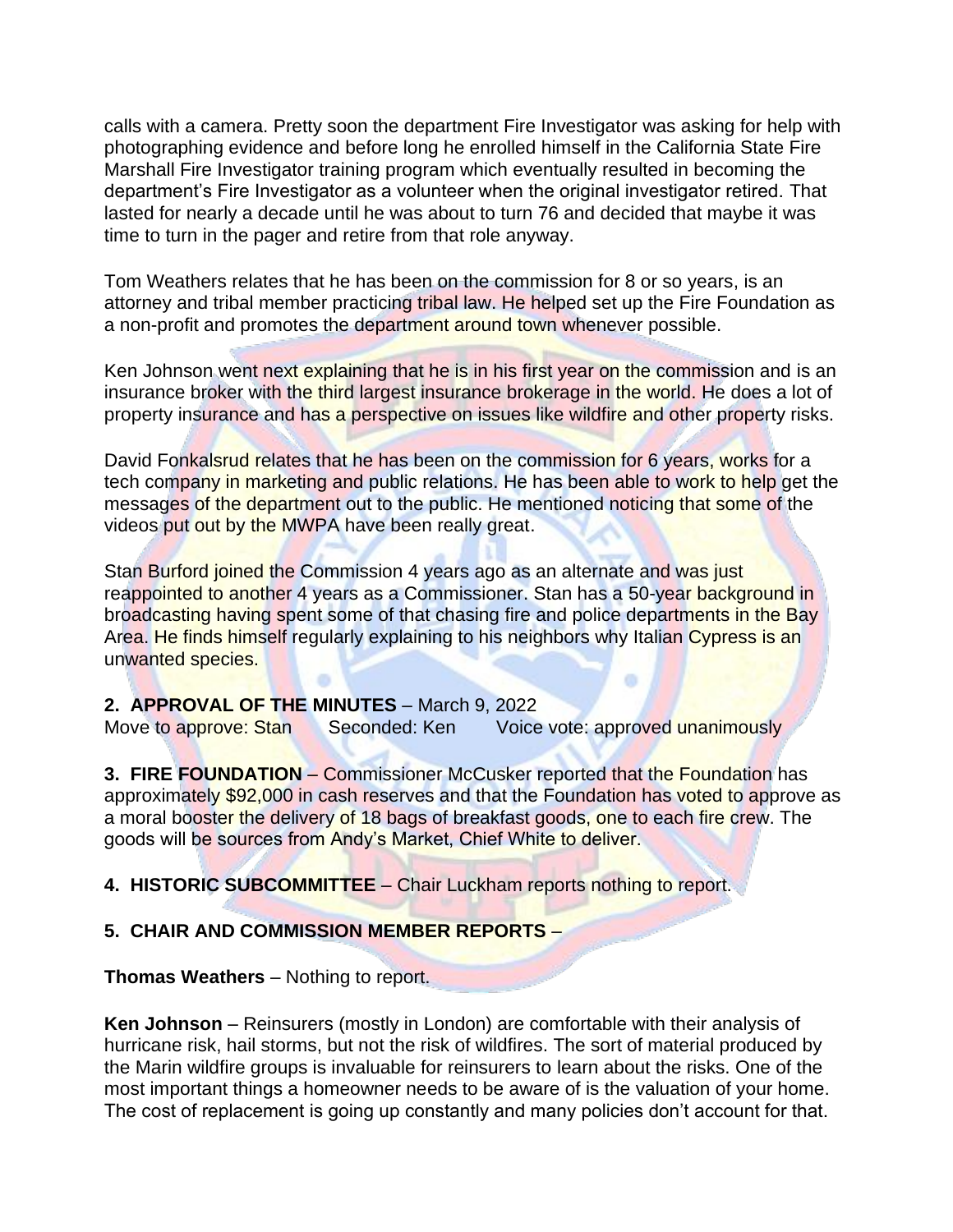calls with a camera. Pretty soon the department Fire Investigator was asking for help with photographing evidence and before long he enrolled himself in the California State Fire Marshall Fire Investigator training program which eventually resulted in becoming the department's Fire Investigator as a volunteer when the original investigator retired. That lasted for nearly a decade until he was about to turn 76 and decided that maybe it was time to turn in the pager and retire from that role anyway.

Tom Weathers relates that he has been on the commission for 8 or so years, is an attorney and tribal member practicing tribal law. He helped set up the Fire Foundation as a non-profit and promotes the department around town whenever possible.

Ken Johnson went next explaining that he is in his first year on the commission and is an insurance broker with the third largest insurance brokerage in the world. He does a lot of property insurance and has a perspective on issues like wildfire and other property risks.

David Fonkalsrud relates that he has been on the commission for 6 years, works for a tech company in marketing and public relations. He has been able to work to help get the messages of the department out to the public. He mentioned noticing that some of the videos put out by the MWPA have been really great.

Stan Burford joined the Commission 4 years ago as an alternate and was just reappointed to another 4 years as a Commissioner. Stan has a 50-year background in broadcasting having spent some of that chasing fire and police departments in the Bay Area. He finds himself regularly explaining to his neighbors why Italian Cypress is an unwanted species.

**2. APPROVAL OF THE MINUTES** – March 9, 2022
Move to approve: Stan  Seconded: Ken  Voice vote: approved unanimously

**3. FIRE FOUNDATION** – Commissioner McCusker reported that the Foundation has approximately $92,000 in cash reserves and that the Foundation has voted to approve as a moral booster the delivery of 18 bags of breakfast goods, one to each fire crew. The goods will be sources from Andy's Market, Chief White to deliver.

**4. HISTORIC SUBCOMMITTEE** – Chair Luckham reports nothing to report.

**5. CHAIR AND COMMISSION MEMBER REPORTS** –

**Thomas Weathers** – Nothing to report.

**Ken Johnson** – Reinsurers (mostly in London) are comfortable with their analysis of hurricane risk, hail storms, but not the risk of wildfires. The sort of material produced by the Marin wildfire groups is invaluable for reinsurers to learn about the risks. One of the most important things a homeowner needs to be aware of is the valuation of your home. The cost of replacement is going up constantly and many policies don't account for that.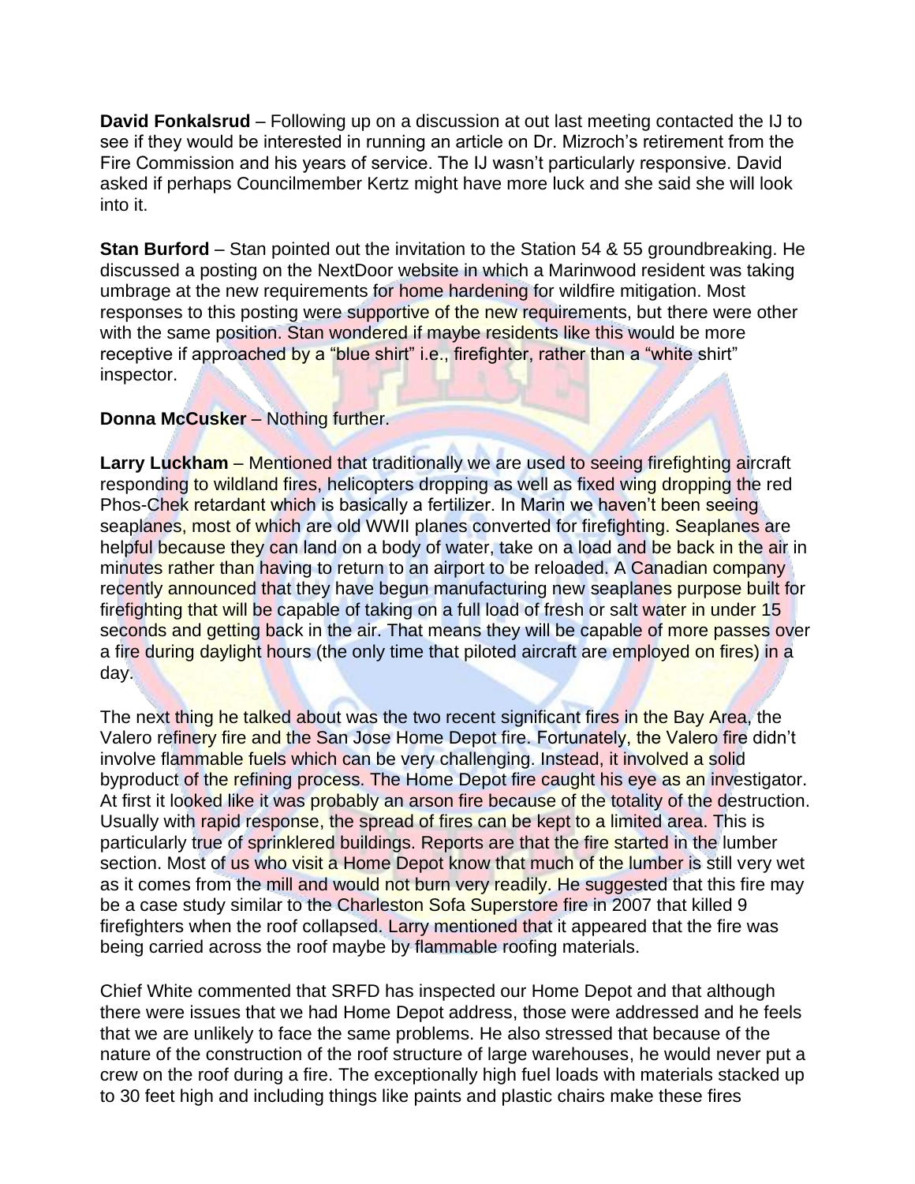**David Fonkalsrud** – Following up on a discussion at out last meeting contacted the IJ to see if they would be interested in running an article on Dr. Mizroch's retirement from the Fire Commission and his years of service. The IJ wasn't particularly responsive. David asked if perhaps Councilmember Kertz might have more luck and she said she will look into it.

**Stan Burford** – Stan pointed out the invitation to the Station 54 & 55 groundbreaking. He discussed a posting on the NextDoor website in which a Marinwood resident was taking umbrage at the new requirements for home hardening for wildfire mitigation. Most responses to this posting were supportive of the new requirements, but there were other with the same position. Stan wondered if maybe residents like this would be more receptive if approached by a "blue shirt" i.e., firefighter, rather than a "white shirt" inspector.

**Donna McCusker** – Nothing further.

**Larry Luckham** – Mentioned that traditionally we are used to seeing firefighting aircraft responding to wildland fires, helicopters dropping as well as fixed wing dropping the red Phos-Chek retardant which is basically a fertilizer. In Marin we haven't been seeing seaplanes, most of which are old WWII planes converted for firefighting. Seaplanes are helpful because they can land on a body of water, take on a load and be back in the air in minutes rather than having to return to an airport to be reloaded. A Canadian company recently announced that they have begun manufacturing new seaplanes purpose built for firefighting that will be capable of taking on a full load of fresh or salt water in under 15 seconds and getting back in the air. That means they will be capable of more passes over a fire during daylight hours (the only time that piloted aircraft are employed on fires) in a day.

The next thing he talked about was the two recent significant fires in the Bay Area, the Valero refinery fire and the San Jose Home Depot fire. Fortunately, the Valero fire didn't involve flammable fuels which can be very challenging. Instead, it involved a solid byproduct of the refining process. The Home Depot fire caught his eye as an investigator. At first it looked like it was probably an arson fire because of the totality of the destruction. Usually with rapid response, the spread of fires can be kept to a limited area. This is particularly true of sprinklered buildings. Reports are that the fire started in the lumber section. Most of us who visit a Home Depot know that much of the lumber is still very wet as it comes from the mill and would not burn very readily. He suggested that this fire may be a case study similar to the Charleston Sofa Superstore fire in 2007 that killed 9 firefighters when the roof collapsed. Larry mentioned that it appeared that the fire was being carried across the roof maybe by flammable roofing materials.

Chief White commented that SRFD has inspected our Home Depot and that although there were issues that we had Home Depot address, those were addressed and he feels that we are unlikely to face the same problems. He also stressed that because of the nature of the construction of the roof structure of large warehouses, he would never put a crew on the roof during a fire. The exceptionally high fuel loads with materials stacked up to 30 feet high and including things like paints and plastic chairs make these fires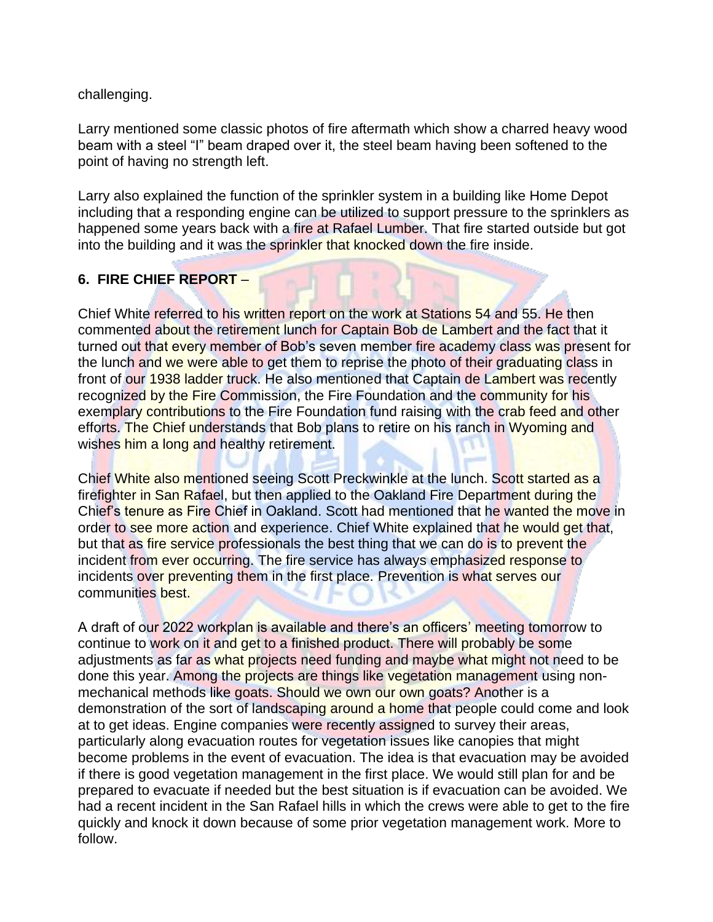challenging.

Larry mentioned some classic photos of fire aftermath which show a charred heavy wood beam with a steel “I” beam draped over it, the steel beam having been softened to the point of having no strength left.

Larry also explained the function of the sprinkler system in a building like Home Depot including that a responding engine can be utilized to support pressure to the sprinklers as happened some years back with a fire at Rafael Lumber. That fire started outside but got into the building and it was the sprinkler that knocked down the fire inside.

**6. FIRE CHIEF REPORT** –

Chief White referred to his written report on the work at Stations 54 and 55. He then commented about the retirement lunch for Captain Bob de Lambert and the fact that it turned out that every member of Bob’s seven member fire academy class was present for the lunch and we were able to get them to reprise the photo of their graduating class in front of our 1938 ladder truck. He also mentioned that Captain de Lambert was recently recognized by the Fire Commission, the Fire Foundation and the community for his exemplary contributions to the Fire Foundation fund raising with the crab feed and other efforts. The Chief understands that Bob plans to retire on his ranch in Wyoming and wishes him a long and healthy retirement.

Chief White also mentioned seeing Scott Preckwinkle at the lunch. Scott started as a firefighter in San Rafael, but then applied to the Oakland Fire Department during the Chief’s tenure as Fire Chief in Oakland. Scott had mentioned that he wanted the move in order to see more action and experience. Chief White explained that he would get that, but that as fire service professionals the best thing that we can do is to prevent the incident from ever occurring. The fire service has always emphasized response to incidents over preventing them in the first place. Prevention is what serves our communities best.

A draft of our 2022 workplan is available and there’s an officers’ meeting tomorrow to continue to work on it and get to a finished product. There will probably be some adjustments as far as what projects need funding and maybe what might not need to be done this year. Among the projects are things like vegetation management using non-mechanical methods like goats. Should we own our own goats? Another is a demonstration of the sort of landscaping around a home that people could come and look at to get ideas. Engine companies were recently assigned to survey their areas, particularly along evacuation routes for vegetation issues like canopies that might become problems in the event of evacuation. The idea is that evacuation may be avoided if there is good vegetation management in the first place. We would still plan for and be prepared to evacuate if needed but the best situation is if evacuation can be avoided. We had a recent incident in the San Rafael hills in which the crews were able to get to the fire quickly and knock it down because of some prior vegetation management work. More to follow.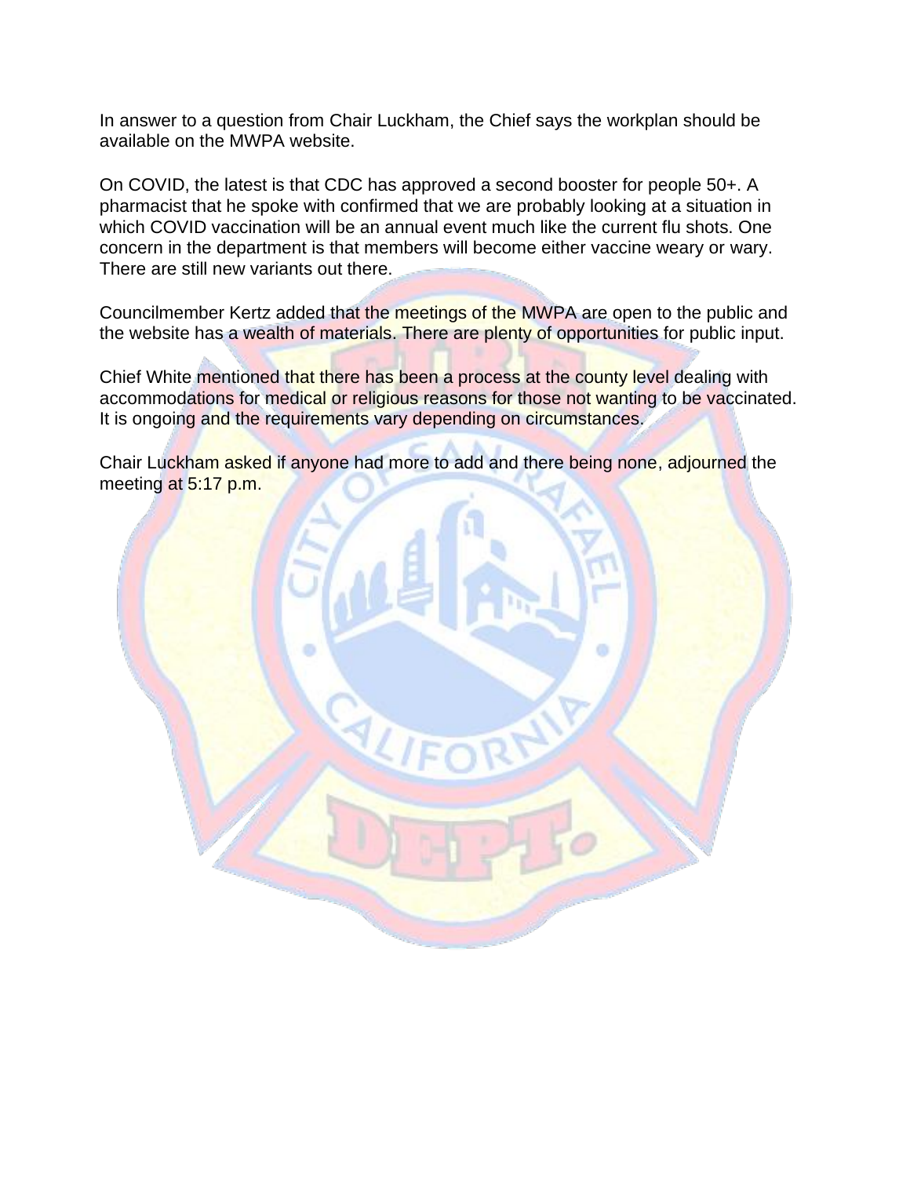In answer to a question from Chair Luckham, the Chief says the workplan should be available on the MWPA website.

On COVID, the latest is that CDC has approved a second booster for people 50+. A pharmacist that he spoke with confirmed that we are probably looking at a situation in which COVID vaccination will be an annual event much like the current flu shots. One concern in the department is that members will become either vaccine weary or wary. There are still new variants out there.

Councilmember Kertz added that the meetings of the MWPA are open to the public and the website has a wealth of materials. There are plenty of opportunities for public input.

Chief White mentioned that there has been a process at the county level dealing with accommodations for medical or religious reasons for those not wanting to be vaccinated. It is ongoing and the requirements vary depending on circumstances.

Chair Luckham asked if anyone had more to add and there being none, adjourned the meeting at 5:17 p.m.